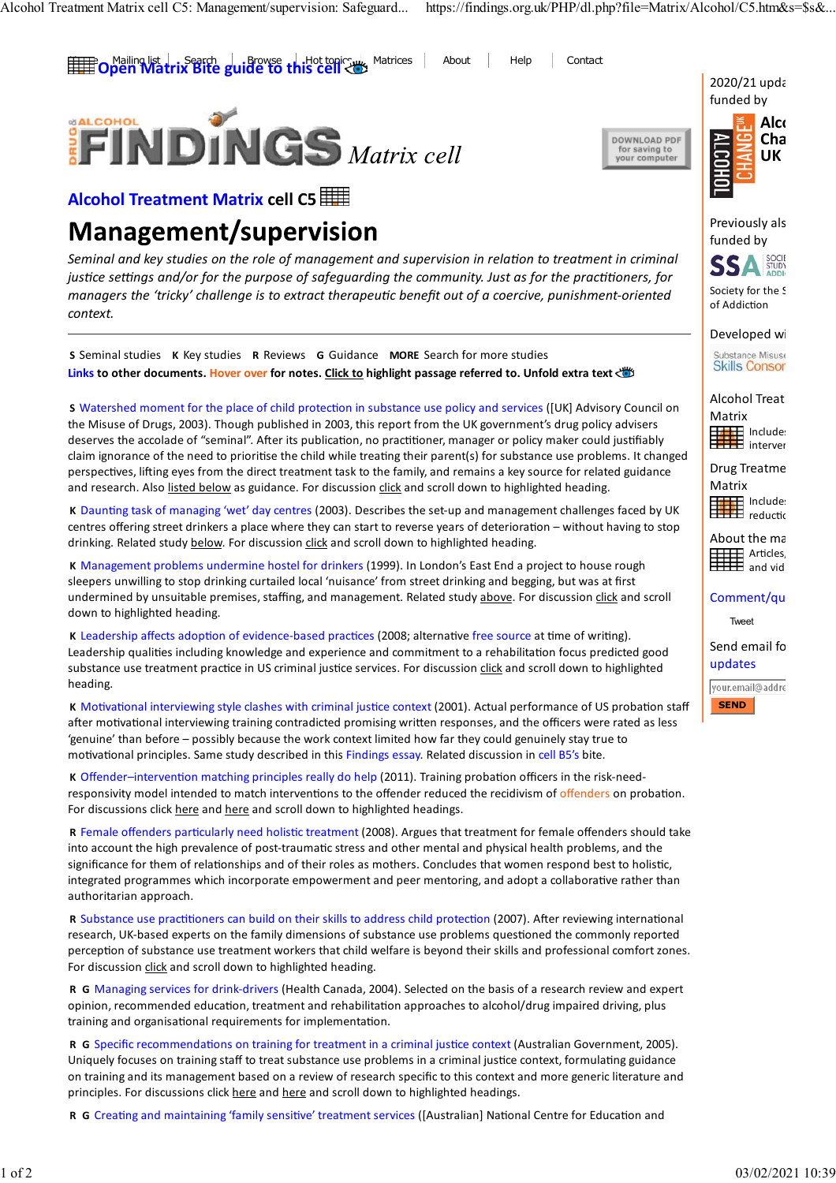Mailing list | Search | Browse | Hot topics | Matrices | About | Help | Contact

Open Matrix Bite guide to this cell

# FINDINGS Matrix cell

DOWNLOAD PDF for saving to your computer

## Alcohol Treatment Matrix cell C5

# Management/supervision

*Seminal and key studies on the role of management and supervision in relation to treatment in criminal justice settings and/or for the purpose of safeguarding the community. Just as for the practitioners, for managers the 'tricky' challenge is to extract therapeutic benefit out of a coercive, punishment-oriented context.*

---

**S** Seminal studies **K** Key studies **R** Reviews **G** Guidance **MORE** Search for more studies

**Links to other documents. Hover over for notes. Click to highlight passage referred to. Unfold extra text**

**S** Watershed moment for the place of child protection in substance use policy and services ([UK] Advisory Council on the Misuse of Drugs, 2003). Though published in 2003, this report from the UK government's drug policy advisers deserves the accolade of "seminal". After its publication, no practitioner, manager or policy maker could justifiably claim ignorance of the need to prioritise the child while treating their parent(s) for substance use problems. It changed perspectives, lifting eyes from the direct treatment task to the family, and remains a key source for related guidance and research. Also listed below as guidance. For discussion click and scroll down to highlighted heading.

**K** Daunting task of managing 'wet' day centres (2003). Describes the set-up and management challenges faced by UK centres offering street drinkers a place where they can start to reverse years of deterioration – without having to stop drinking. Related study below. For discussion click and scroll down to highlighted heading.

**K** Management problems undermine hostel for drinkers (1999). In London's East End a project to house rough sleepers unwilling to stop drinking curtailed local 'nuisance' from street drinking and begging, but was at first undermined by unsuitable premises, staffing, and management. Related study above. For discussion click and scroll down to highlighted heading.

**K** Leadership affects adoption of evidence-based practices (2008; alternative free source at time of writing). Leadership qualities including knowledge and experience and commitment to a rehabilitation focus predicted good substance use treatment practice in US criminal justice services. For discussion click and scroll down to highlighted heading.

**K** Motivational interviewing style clashes with criminal justice context (2001). Actual performance of US probation staff after motivational interviewing training contradicted promising written responses, and the officers were rated as less 'genuine' than before – possibly because the work context limited how far they could genuinely stay true to motivational principles. Same study described in this Findings essay. Related discussion in cell B5's bite.

**K** Offender–intervention matching principles really do help (2011). Training probation officers in the risk-need-responsivity model intended to match interventions to the offender reduced the recidivism of offenders on probation. For discussions click here and here and scroll down to highlighted headings.

**R** Female offenders particularly need holistic treatment (2008). Argues that treatment for female offenders should take into account the high prevalence of post-traumatic stress and other mental and physical health problems, and the significance for them of relationships and of their roles as mothers. Concludes that women respond best to holistic, integrated programmes which incorporate empowerment and peer mentoring, and adopt a collaborative rather than authoritarian approach.

**R** Substance use practitioners can build on their skills to address child protection (2007). After reviewing international research, UK-based experts on the family dimensions of substance use problems questioned the commonly reported perception of substance use treatment workers that child welfare is beyond their skills and professional comfort zones. For discussion click and scroll down to highlighted heading.

**R G** Managing services for drink-drivers (Health Canada, 2004). Selected on the basis of a research review and expert opinion, recommended education, treatment and rehabilitation approaches to alcohol/drug impaired driving, plus training and organisational requirements for implementation.

**R G** Specific recommendations on training for treatment in a criminal justice context (Australian Government, 2005). Uniquely focuses on training staff to treat substance use problems in a criminal justice context, formulating guidance on training and its management based on a review of research specific to this context and more generic literature and principles. For discussions click here and here and scroll down to highlighted headings.

**R G** Creating and maintaining 'family sensitive' treatment services ([Australian] National Centre for Education and

2020/21 update funded by Alcohol Change UK

Previously also funded by SSA Society for the Study of Addiction

Developed with Substance Misuse Skills Consortium

Alcohol Treatment Matrix — Includes interventions

Drug Treatment Matrix — Includes reduction

About the matrices — Articles, and videos

Comment/query

Tweet

Send email for updates

your.email@address

SEND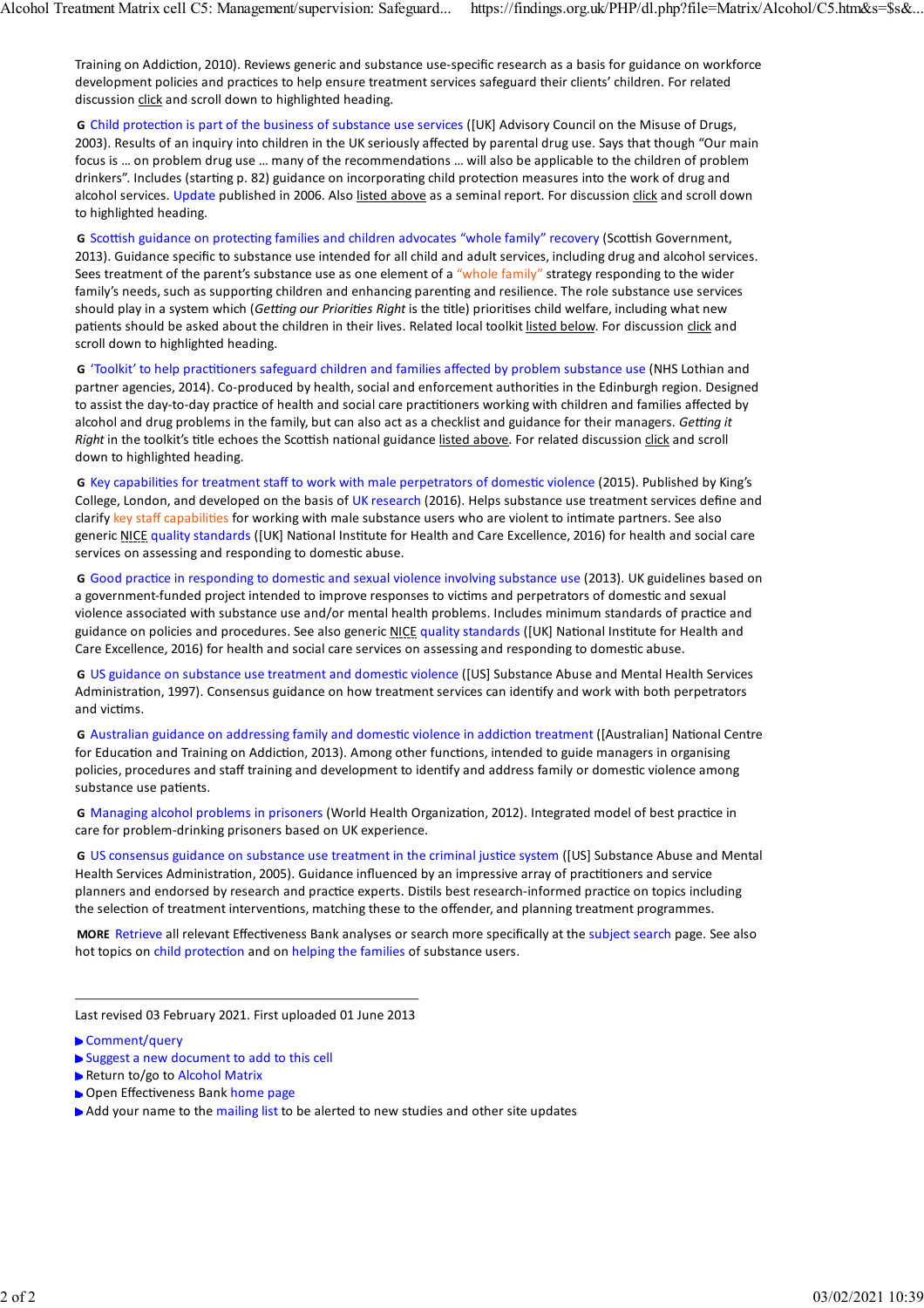Training on Addiction, 2010). Reviews generic and substance use-specific research as a basis for guidance on workforce development policies and practices to help ensure treatment services safeguard their clients' children. For related discussion click and scroll down to highlighted heading.

**G** Child protection is part of the business of substance use services ([UK] Advisory Council on the Misuse of Drugs, 2003). Results of an inquiry into children in the UK seriously affected by parental drug use. Says that though "Our main focus is … on problem drug use … many of the recommendations … will also be applicable to the children of problem drinkers". Includes (starting p. 82) guidance on incorporating child protection measures into the work of drug and alcohol services. Update published in 2006. Also listed above as a seminal report. For discussion click and scroll down to highlighted heading.

**G** Scottish guidance on protecting families and children advocates "whole family" recovery (Scottish Government, 2013). Guidance specific to substance use intended for all child and adult services, including drug and alcohol services. Sees treatment of the parent's substance use as one element of a "whole family" strategy responding to the wider family's needs, such as supporting children and enhancing parenting and resilience. The role substance use services should play in a system which (*Getting our Priorities Right* is the title) prioritises child welfare, including what new patients should be asked about the children in their lives. Related local toolkit listed below. For discussion click and scroll down to highlighted heading.

**G** 'Toolkit' to help practitioners safeguard children and families affected by problem substance use (NHS Lothian and partner agencies, 2014). Co-produced by health, social and enforcement authorities in the Edinburgh region. Designed to assist the day-to-day practice of health and social care practitioners working with children and families affected by alcohol and drug problems in the family, but can also act as a checklist and guidance for their managers. *Getting it Right* in the toolkit's title echoes the Scottish national guidance listed above. For related discussion click and scroll down to highlighted heading.

**G** Key capabilities for treatment staff to work with male perpetrators of domestic violence (2015). Published by King's College, London, and developed on the basis of UK research (2016). Helps substance use treatment services define and clarify key staff capabilities for working with male substance users who are violent to intimate partners. See also generic NICE quality standards ([UK] National Institute for Health and Care Excellence, 2016) for health and social care services on assessing and responding to domestic abuse.

**G** Good practice in responding to domestic and sexual violence involving substance use (2013). UK guidelines based on a government-funded project intended to improve responses to victims and perpetrators of domestic and sexual violence associated with substance use and/or mental health problems. Includes minimum standards of practice and guidance on policies and procedures. See also generic NICE quality standards ([UK] National Institute for Health and Care Excellence, 2016) for health and social care services on assessing and responding to domestic abuse.

**G** US guidance on substance use treatment and domestic violence ([US] Substance Abuse and Mental Health Services Administration, 1997). Consensus guidance on how treatment services can identify and work with both perpetrators and victims.

**G** Australian guidance on addressing family and domestic violence in addiction treatment ([Australian] National Centre for Education and Training on Addiction, 2013). Among other functions, intended to guide managers in organising policies, procedures and staff training and development to identify and address family or domestic violence among substance use patients.

**G** Managing alcohol problems in prisoners (World Health Organization, 2012). Integrated model of best practice in care for problem-drinking prisoners based on UK experience.

**G** US consensus guidance on substance use treatment in the criminal justice system ([US] Substance Abuse and Mental Health Services Administration, 2005). Guidance influenced by an impressive array of practitioners and service planners and endorsed by research and practice experts. Distils best research-informed practice on topics including the selection of treatment interventions, matching these to the offender, and planning treatment programmes.

**MORE** Retrieve all relevant Effectiveness Bank analyses or search more specifically at the subject search page. See also hot topics on child protection and on helping the families of substance users.

---

Last revised 03 February 2021. First uploaded 01 June 2013

- Comment/query
- Suggest a new document to add to this cell
- Return to/go to Alcohol Matrix
- Open Effectiveness Bank home page
- Add your name to the mailing list to be alerted to new studies and other site updates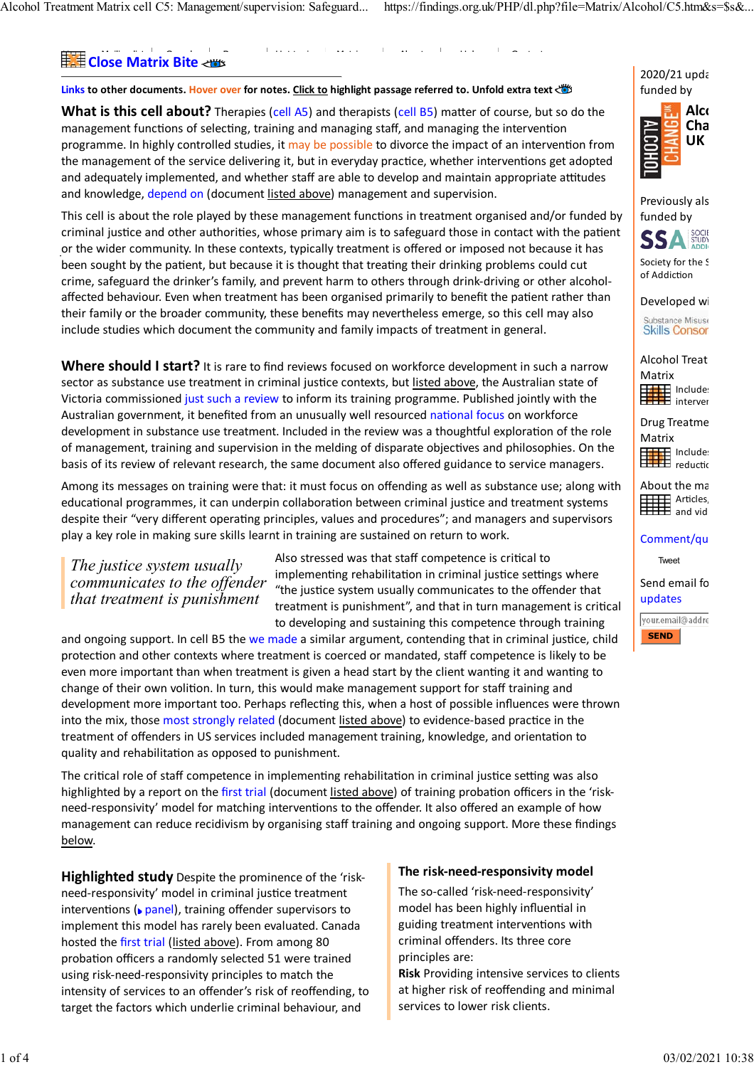## Close Matrix Bite

**Links** to other documents. **Hover over** for notes. **Click to** highlight passage referred to. **Unfold extra text**

**What is this cell about?** Therapies (cell A5) and therapists (cell B5) matter of course, but so do the management functions of selecting, training and managing staff, and managing the intervention programme. In highly controlled studies, it may be possible to divorce the impact of an intervention from the management of the service delivering it, but in everyday practice, whether interventions get adopted and adequately implemented, and whether staff are able to develop and maintain appropriate attitudes and knowledge, depend on (document listed above) management and supervision.

This cell is about the role played by these management functions in treatment organised and/or funded by criminal justice and other authorities, whose primary aim is to safeguard those in contact with the patient or the wider community. In these contexts, typically treatment is offered or imposed not because it has been sought by the patient, but because it is thought that treating their drinking problems could cut crime, safeguard the drinker's family, and prevent harm to others through drink-driving or other alcohol-affected behaviour. Even when treatment has been organised primarily to benefit the patient rather than their family or the broader community, these benefits may nevertheless emerge, so this cell may also include studies which document the community and family impacts of treatment in general.

**Where should I start?** It is rare to find reviews focused on workforce development in such a narrow sector as substance use treatment in criminal justice contexts, but listed above, the Australian state of Victoria commissioned just such a review to inform its training programme. Published jointly with the Australian government, it benefited from an unusually well resourced national focus on workforce development in substance use treatment. Included in the review was a thoughtful exploration of the role of management, training and supervision in the melding of disparate objectives and philosophies. On the basis of its review of relevant research, the same document also offered guidance to service managers.

Among its messages on training were that: it must focus on offending as well as substance use; along with educational programmes, it can underpin collaboration between criminal justice and treatment systems despite their "very different operating principles, values and procedures"; and managers and supervisors play a key role in making sure skills learnt in training are sustained on return to work.

> *The justice system usually communicates to the offender that treatment is punishment*

Also stressed was that staff competence is critical to implementing rehabilitation in criminal justice settings where "the justice system usually communicates to the offender that treatment is punishment", and that in turn management is critical to developing and sustaining this competence through training and ongoing support. In cell B5 the we made a similar argument, contending that in criminal justice, child protection and other contexts where treatment is coerced or mandated, staff competence is likely to be even more important than when treatment is given a head start by the client wanting it and wanting to change of their own volition. In turn, this would make management support for staff training and development more important too. Perhaps reflecting this, when a host of possible influences were thrown into the mix, those most strongly related (document listed above) to evidence-based practice in the treatment of offenders in US services included management training, knowledge, and orientation to quality and rehabilitation as opposed to punishment.

The critical role of staff competence in implementing rehabilitation in criminal justice setting was also highlighted by a report on the first trial (document listed above) of training probation officers in the 'risk-need-responsivity' model for matching interventions to the offender. It also offered an example of how management can reduce recidivism by organising staff training and ongoing support. More these findings below.

**Highlighted study** Despite the prominence of the 'risk-need-responsivity' model in criminal justice treatment interventions (panel), training offender supervisors to implement this model has rarely been evaluated. Canada hosted the first trial (listed above). From among 80 probation officers a randomly selected 51 were trained using risk-need-responsivity principles to match the intensity of services to an offender's risk of reoffending, to target the factors which underlie criminal behaviour, and

### The risk-need-responsivity model

The so-called 'risk-need-responsivity' model has been highly influential in guiding treatment interventions with criminal offenders. Its three core principles are:

**Risk** Providing intensive services to clients at higher risk of reoffending and minimal services to lower risk clients.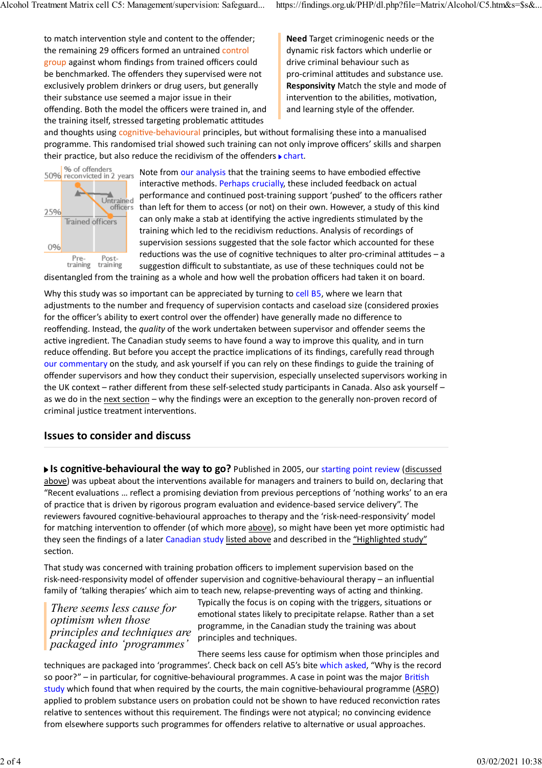to match intervention style and content to the offender; the remaining 29 officers formed an untrained control group against whom findings from trained officers could be benchmarked. The offenders they supervised were not exclusively problem drinkers or drug users, but generally their substance use seemed a major issue in their offending. Both the model the officers were trained in, and the training itself, stressed targeting problematic attitudes and thoughts using cognitive-behavioural principles, but without formalising these into a manualised programme. This randomised trial showed such training can not only improve officers' skills and sharpen their practice, but also reduce the recidivism of the offenders ▸ chart.

**Need** Target criminogenic needs or the dynamic risk factors which underlie or drive criminal behaviour such as pro-criminal attitudes and substance use.
**Responsivity** Match the style and mode of intervention to the abilities, motivation, and learning style of the offender.

% of offenders reconvicted in 2 years: 50%, 25%, 0%. Untrained officers; Trained officers. Pre-training; Post-training.

Note from our analysis that the training seems to have embodied effective interactive methods. Perhaps crucially, these included feedback on actual performance and continued post-training support 'pushed' to the officers rather than left for them to access (or not) on their own. However, a study of this kind can only make a stab at identifying the active ingredients stimulated by the training which led to the recidivism reductions. Analysis of recordings of supervision sessions suggested that the sole factor which accounted for these reductions was the use of cognitive techniques to alter pro-criminal attitudes – a suggestion difficult to substantiate, as use of these techniques could not be disentangled from the training as a whole and how well the probation officers had taken it on board.

Why this study was so important can be appreciated by turning to cell B5, where we learn that adjustments to the number and frequency of supervision contacts and caseload size (considered proxies for the officer's ability to exert control over the offender) have generally made no difference to reoffending. Instead, the *quality* of the work undertaken between supervisor and offender seems the active ingredient. The Canadian study seems to have found a way to improve this quality, and in turn reduce offending. But before you accept the practice implications of its findings, carefully read through our commentary on the study, and ask yourself if you can rely on these findings to guide the training of offender supervisors and how they conduct their supervision, especially unselected supervisors working in the UK context – rather different from these self-selected study participants in Canada. Also ask yourself – as we do in the next section – why the findings were an exception to the generally non-proven record of criminal justice treatment interventions.

## Issues to consider and discuss

▸ **Is cognitive-behavioural the way to go?** Published in 2005, our starting point review (discussed above) was upbeat about the interventions available for managers and trainers to build on, declaring that "Recent evaluations … reflect a promising deviation from previous perceptions of 'nothing works' to an era of practice that is driven by rigorous program evaluation and evidence-based service delivery". The reviewers favoured cognitive-behavioural approaches to therapy and the 'risk-need-responsivity' model for matching intervention to offender (of which more above), so might have been yet more optimistic had they seen the findings of a later Canadian study listed above and described in the "Highlighted study" section.

That study was concerned with training probation officers to implement supervision based on the risk-need-responsivity model of offender supervision and cognitive-behavioural therapy – an influential family of 'talking therapies' which aim to teach new, relapse-preventing ways of acting and thinking. Typically the focus is on coping with the triggers, situations or emotional states likely to precipitate relapse. Rather than a set programme, in the Canadian study the training was about principles and techniques.

> *There seems less cause for optimism when those principles and techniques are packaged into 'programmes'*

There seems less cause for optimism when those principles and techniques are packaged into 'programmes'. Check back on cell A5's bite which asked, "Why is the record so poor?" – in particular, for cognitive-behavioural programmes. A case in point was the major British study which found that when required by the courts, the main cognitive-behavioural programme (ASRO) applied to problem substance users on probation could not be shown to have reduced reconviction rates relative to sentences without this requirement. The findings were not atypical; no convincing evidence from elsewhere supports such programmes for offenders relative to alternative or usual approaches.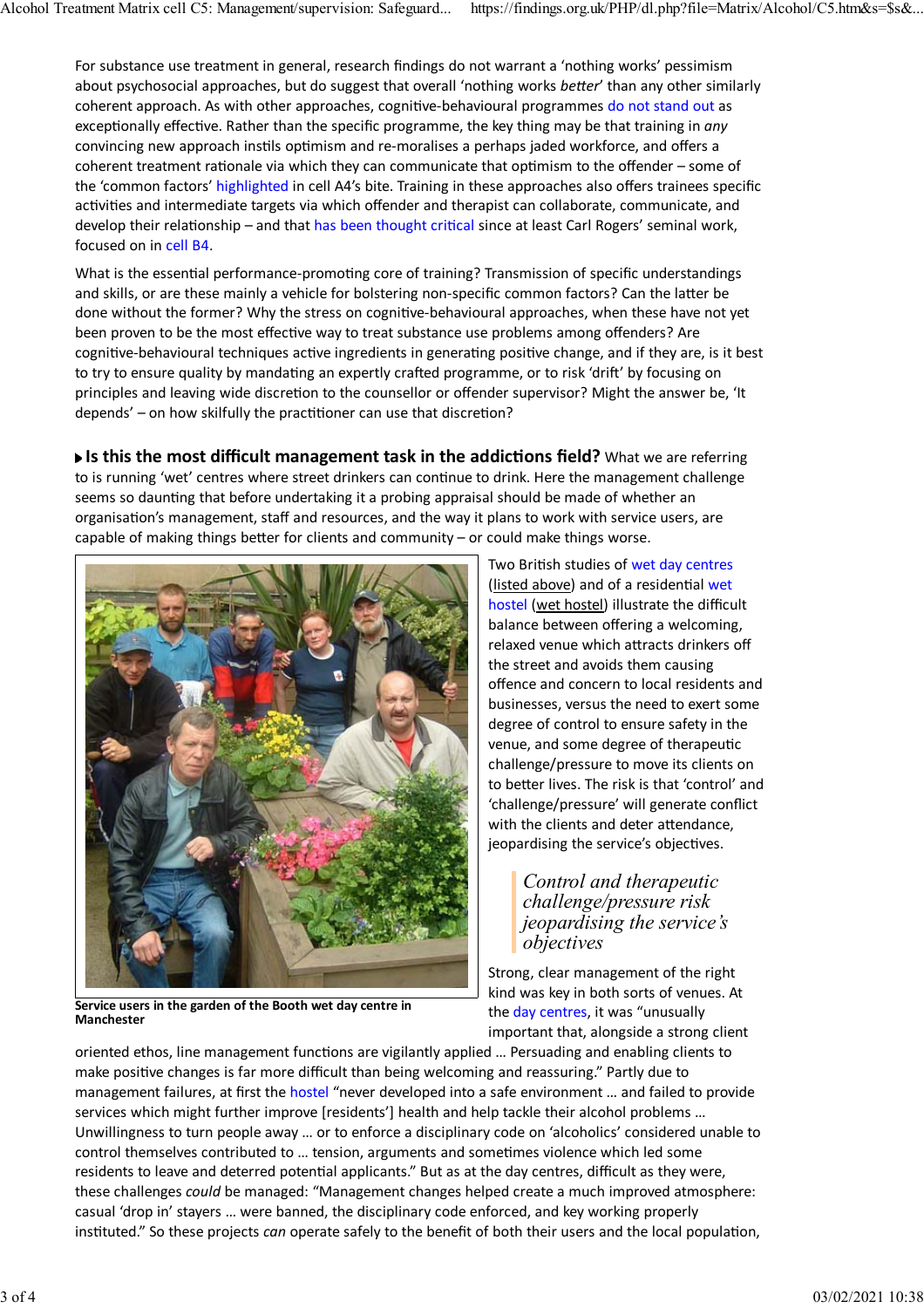For substance use treatment in general, research findings do not warrant a 'nothing works' pessimism about psychosocial approaches, but do suggest that overall 'nothing works *better*' than any other similarly coherent approach. As with other approaches, cognitive-behavioural programmes do not stand out as exceptionally effective. Rather than the specific programme, the key thing may be that training in *any* convincing new approach instils optimism and re-moralises a perhaps jaded workforce, and offers a coherent treatment rationale via which they can communicate that optimism to the offender – some of the 'common factors' highlighted in cell A4's bite. Training in these approaches also offers trainees specific activities and intermediate targets via which offender and therapist can collaborate, communicate, and develop their relationship – and that has been thought critical since at least Carl Rogers' seminal work, focused on in cell B4.

What is the essential performance-promoting core of training? Transmission of specific understandings and skills, or are these mainly a vehicle for bolstering non-specific common factors? Can the latter be done without the former? Why the stress on cognitive-behavioural approaches, when these have not yet been proven to be the most effective way to treat substance use problems among offenders? Are cognitive-behavioural techniques active ingredients in generating positive change, and if they are, is it best to try to ensure quality by mandating an expertly crafted programme, or to risk 'drift' by focusing on principles and leaving wide discretion to the counsellor or offender supervisor? Might the answer be, 'It depends' – on how skilfully the practitioner can use that discretion?

**Is this the most difficult management task in the addictions field?** What we are referring to is running 'wet' centres where street drinkers can continue to drink. Here the management challenge seems so daunting that before undertaking it a probing appraisal should be made of whether an organisation's management, staff and resources, and the way it plans to work with service users, are capable of making things better for clients and community – or could make things worse.

Service users in the garden of the Booth wet day centre in Manchester

Two British studies of wet day centres (listed above) and of a residential wet hostel (wet hostel) illustrate the difficult balance between offering a welcoming, relaxed venue which attracts drinkers off the street and avoids them causing offence and concern to local residents and businesses, versus the need to exert some degree of control to ensure safety in the venue, and some degree of therapeutic challenge/pressure to move its clients on to better lives. The risk is that 'control' and 'challenge/pressure' will generate conflict with the clients and deter attendance, jeopardising the service's objectives.

> *Control and therapeutic challenge/pressure risk jeopardising the service's objectives*

Strong, clear management of the right kind was key in both sorts of venues. At the day centres, it was "unusually important that, alongside a strong client oriented ethos, line management functions are vigilantly applied … Persuading and enabling clients to make positive changes is far more difficult than being welcoming and reassuring." Partly due to management failures, at first the hostel "never developed into a safe environment … and failed to provide services which might further improve [residents'] health and help tackle their alcohol problems … Unwillingness to turn people away … or to enforce a disciplinary code on 'alcoholics' considered unable to control themselves contributed to … tension, arguments and sometimes violence which led some residents to leave and deterred potential applicants." But as at the day centres, difficult as they were, these challenges *could* be managed: "Management changes helped create a much improved atmosphere: casual 'drop in' stayers … were banned, the disciplinary code enforced, and key working properly instituted." So these projects *can* operate safely to the benefit of both their users and the local population,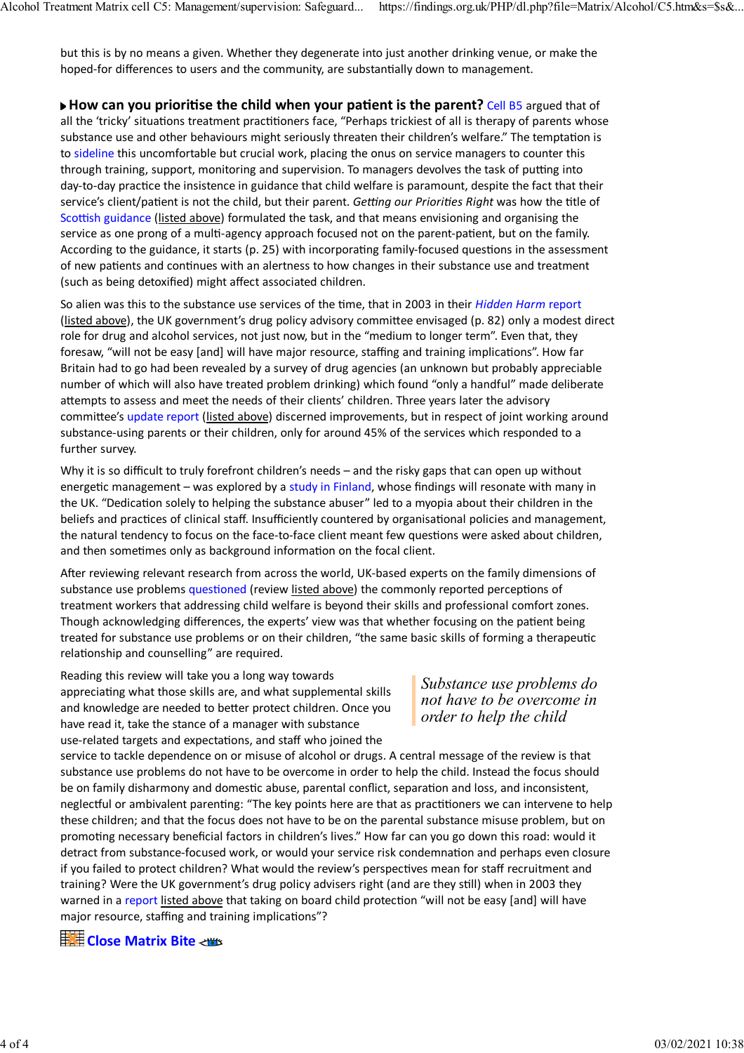but this is by no means a given. Whether they degenerate into just another drinking venue, or make the hoped-for differences to users and the community, are substantially down to management.

### ▸ How can you prioritise the child when your patient is the parent?

Cell B5 argued that of all the 'tricky' situations treatment practitioners face, "Perhaps trickiest of all is therapy of parents whose substance use and other behaviours might seriously threaten their children's welfare." The temptation is to sideline this uncomfortable but crucial work, placing the onus on service managers to counter this through training, support, monitoring and supervision. To managers devolves the task of putting into day-to-day practice the insistence in guidance that child welfare is paramount, despite the fact that their service's client/patient is not the child, but their parent. *Getting our Priorities Right* was how the title of Scottish guidance (listed above) formulated the task, and that means envisioning and organising the service as one prong of a multi-agency approach focused not on the parent-patient, but on the family. According to the guidance, it starts (p. 25) with incorporating family-focused questions in the assessment of new patients and continues with an alertness to how changes in their substance use and treatment (such as being detoxified) might affect associated children.

So alien was this to the substance use services of the time, that in 2003 in their *Hidden Harm* report (listed above), the UK government's drug policy advisory committee envisaged (p. 82) only a modest direct role for drug and alcohol services, not just now, but in the "medium to longer term". Even that, they foresaw, "will not be easy [and] will have major resource, staffing and training implications". How far Britain had to go had been revealed by a survey of drug agencies (an unknown but probably appreciable number of which will also have treated problem drinking) which found "only a handful" made deliberate attempts to assess and meet the needs of their clients' children. Three years later the advisory committee's update report (listed above) discerned improvements, but in respect of joint working around substance-using parents or their children, only for around 45% of the services which responded to a further survey.

Why it is so difficult to truly forefront children's needs – and the risky gaps that can open up without energetic management – was explored by a study in Finland, whose findings will resonate with many in the UK. "Dedication solely to helping the substance abuser" led to a myopia about their children in the beliefs and practices of clinical staff. Insufficiently countered by organisational policies and management, the natural tendency to focus on the face-to-face client meant few questions were asked about children, and then sometimes only as background information on the focal client.

After reviewing relevant research from across the world, UK-based experts on the family dimensions of substance use problems questioned (review listed above) the commonly reported perceptions of treatment workers that addressing child welfare is beyond their skills and professional comfort zones. Though acknowledging differences, the experts' view was that whether focusing on the patient being treated for substance use problems or on their children, "the same basic skills of forming a therapeutic relationship and counselling" are required.

> *Substance use problems do not have to be overcome in order to help the child*

Reading this review will take you a long way towards appreciating what those skills are, and what supplemental skills and knowledge are needed to better protect children. Once you have read it, take the stance of a manager with substance use-related targets and expectations, and staff who joined the service to tackle dependence on or misuse of alcohol or drugs. A central message of the review is that substance use problems do not have to be overcome in order to help the child. Instead the focus should be on family disharmony and domestic abuse, parental conflict, separation and loss, and inconsistent, neglectful or ambivalent parenting: "The key points here are that as practitioners we can intervene to help these children; and that the focus does not have to be on the parental substance misuse problem, but on promoting necessary beneficial factors in children's lives." How far can you go down this road: would it detract from substance-focused work, or would your service risk condemnation and perhaps even closure if you failed to protect children? What would the review's perspectives mean for staff recruitment and training? Were the UK government's drug policy advisers right (and are they still) when in 2003 they warned in a report listed above that taking on board child protection "will not be easy [and] will have major resource, staffing and training implications"?

**Close Matrix Bite**